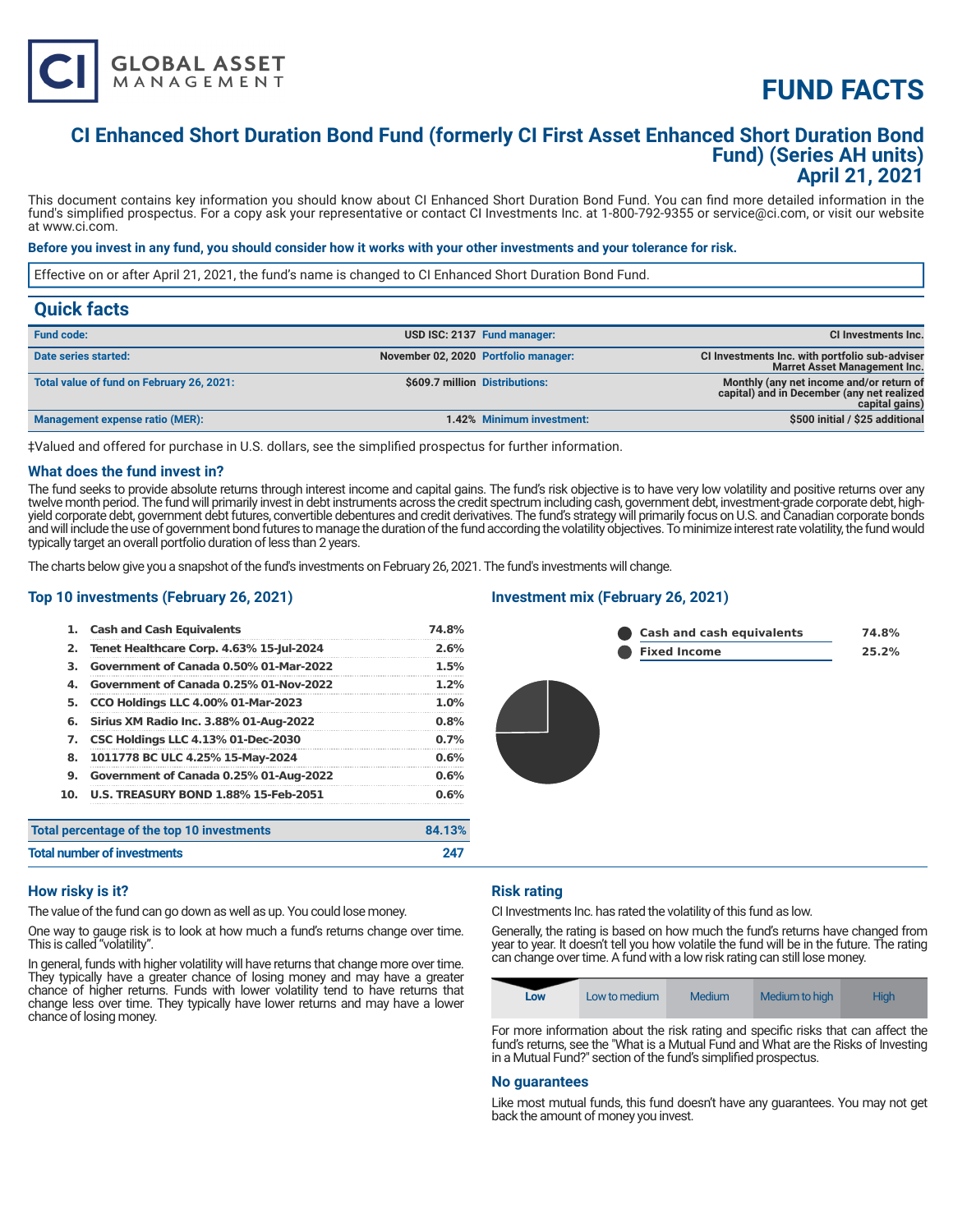# FUND FACTS

## CI Enhanced Short Duration Bond Fund (formerly CI First Asset Enhanced Short Duration Bond Fund) (Series AH units)
## April 21, 2021

This document contains key information you should know about CI Enhanced Short Duration Bond Fund. You can find more detailed information in the fund's simplified prospectus. For a copy ask your representative or contact CI Investments Inc. at 1-800-792-9355 or service@ci.com, or visit our website at www.ci.com.

**Before you invest in any fund, you should consider how it works with your other investments and your tolerance for risk.**

Effective on or after April 21, 2021, the fund's name is changed to CI Enhanced Short Duration Bond Fund.

## Quick facts

| | | | |
|---|---|---|---|
| **Fund code:** | **USD ISC: 2137** | **Fund manager:** | **CI Investments Inc.** |
| **Date series started:** | **November 02, 2020** | **Portfolio manager:** | **CI Investments Inc. with portfolio sub-adviser Marret Asset Management Inc.** |
| **Total value of fund on February 26, 2021:** | **$609.7 million** | **Distributions:** | **Monthly (any net income and/or return of capital) and in December (any net realized capital gains)** |
| **Management expense ratio (MER):** | **1.42%** | **Minimum investment:** | **$500 initial / $25 additional** |

‡Valued and offered for purchase in U.S. dollars, see the simplified prospectus for further information.

### What does the fund invest in?

The fund seeks to provide absolute returns through interest income and capital gains. The fund's risk objective is to have very low volatility and positive returns over any twelve month period. The fund will primarily invest in debt instruments across the credit spectrum including cash, government debt, investment-grade corporate debt, high-yield corporate debt, government debt futures, convertible debentures and credit derivatives. The fund's strategy will primarily focus on U.S. and Canadian corporate bonds and will include the use of government bond futures to manage the duration of the fund according the volatility objectives. To minimize interest rate volatility, the fund would typically target an overall portfolio duration of less than 2 years.

The charts below give you a snapshot of the fund's investments on February 26, 2021. The fund's investments will change.

### Top 10 investments (February 26, 2021)

| | | |
|---|---|---|
| 1. | Cash and Cash Equivalents | 74.8% |
| 2. | Tenet Healthcare Corp. 4.63% 15-Jul-2024 | 2.6% |
| 3. | Government of Canada 0.50% 01-Mar-2022 | 1.5% |
| 4. | Government of Canada 0.25% 01-Nov-2022 | 1.2% |
| 5. | CCO Holdings LLC 4.00% 01-Mar-2023 | 1.0% |
| 6. | Sirius XM Radio Inc. 3.88% 01-Aug-2022 | 0.8% |
| 7. | CSC Holdings LLC 4.13% 01-Dec-2030 | 0.7% |
| 8. | 1011778 BC ULC 4.25% 15-May-2024 | 0.6% |
| 9. | Government of Canada 0.25% 01-Aug-2022 | 0.6% |
| 10. | U.S. TREASURY BOND 1.88% 15-Feb-2051 | 0.6% |
| | **Total percentage of the top 10 investments** | **84.13%** |
| | **Total number of investments** | **247** |

### Investment mix (February 26, 2021)

| | |
|---|---|
| Cash and cash equivalents | 74.8% |
| Fixed Income | 25.2% |

### How risky is it?

The value of the fund can go down as well as up. You could lose money.

One way to gauge risk is to look at how much a fund's returns change over time. This is called "volatility".

In general, funds with higher volatility will have returns that change more over time. They typically have a greater chance of losing money and may have a greater chance of higher returns. Funds with lower volatility tend to have returns that change less over time. They typically have lower returns and may have a lower chance of losing money.

### Risk rating

CI Investments Inc. has rated the volatility of this fund as low.

Generally, the rating is based on how much the fund's returns have changed from year to year. It doesn't tell you how volatile the fund will be in the future. The rating can change over time. A fund with a low risk rating can still lose money.

| **Low** | Low to medium | Medium | Medium to high | High |
|---|---|---|---|---|

For more information about the risk rating and specific risks that can affect the fund's returns, see the "What is a Mutual Fund and What are the Risks of Investing in a Mutual Fund?" section of the fund's simplified prospectus.

### No guarantees

Like most mutual funds, this fund doesn't have any guarantees. You may not get back the amount of money you invest.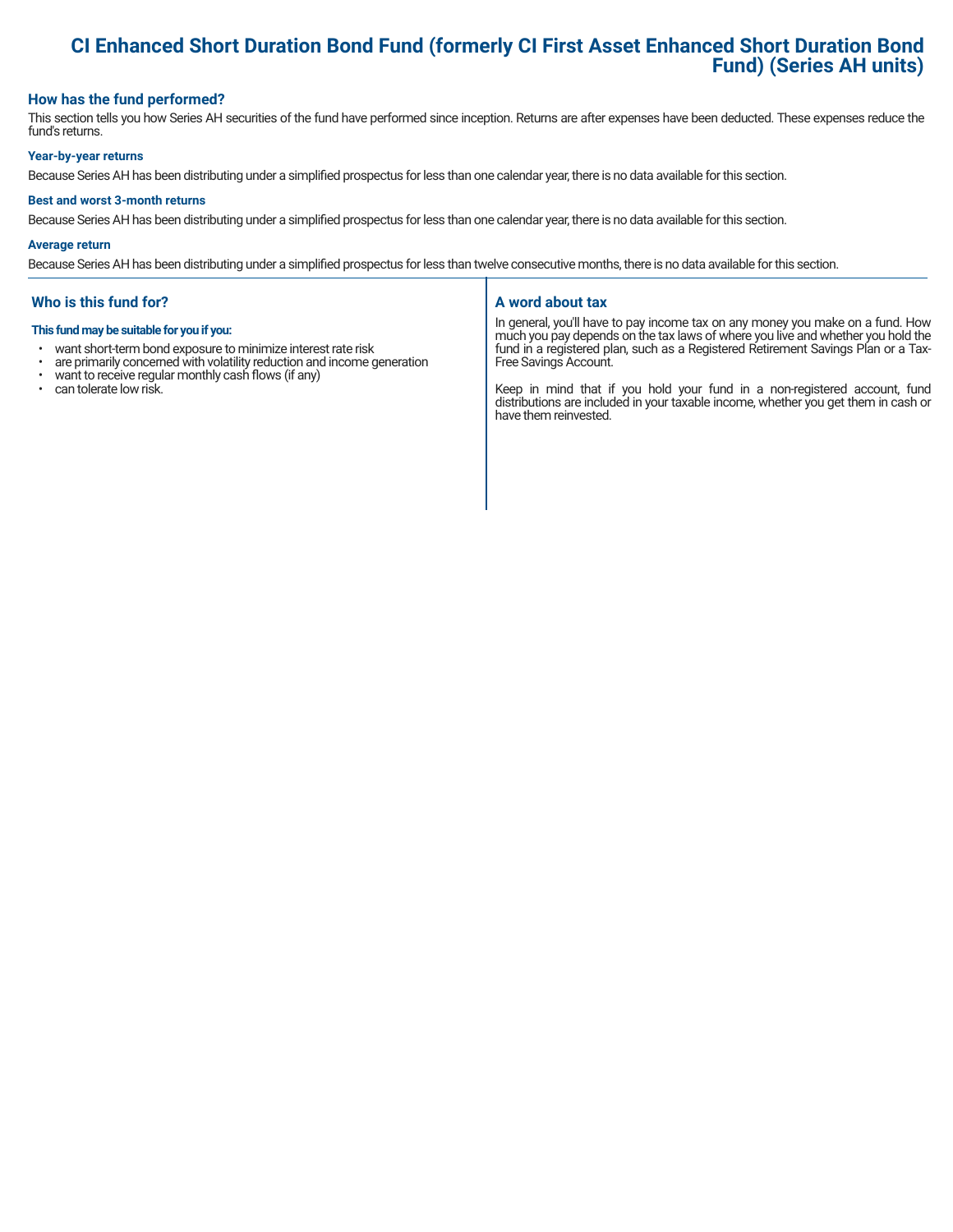# CI Enhanced Short Duration Bond Fund (formerly CI First Asset Enhanced Short Duration Bond Fund) (Series AH units)

## How has the fund performed?

This section tells you how Series AH securities of the fund have performed since inception. Returns are after expenses have been deducted. These expenses reduce the fund's returns.

### Year-by-year returns

Because Series AH has been distributing under a simplified prospectus for less than one calendar year, there is no data available for this section.

### Best and worst 3-month returns

Because Series AH has been distributing under a simplified prospectus for less than one calendar year, there is no data available for this section.

### Average return

Because Series AH has been distributing under a simplified prospectus for less than twelve consecutive months, there is no data available for this section.

## Who is this fund for?

**This fund may be suitable for you if you:**

- want short-term bond exposure to minimize interest rate risk
- are primarily concerned with volatility reduction and income generation
- want to receive regular monthly cash flows (if any)
- can tolerate low risk.

## A word about tax

In general, you'll have to pay income tax on any money you make on a fund. How much you pay depends on the tax laws of where you live and whether you hold the fund in a registered plan, such as a Registered Retirement Savings Plan or a Tax-Free Savings Account.

Keep in mind that if you hold your fund in a non-registered account, fund distributions are included in your taxable income, whether you get them in cash or have them reinvested.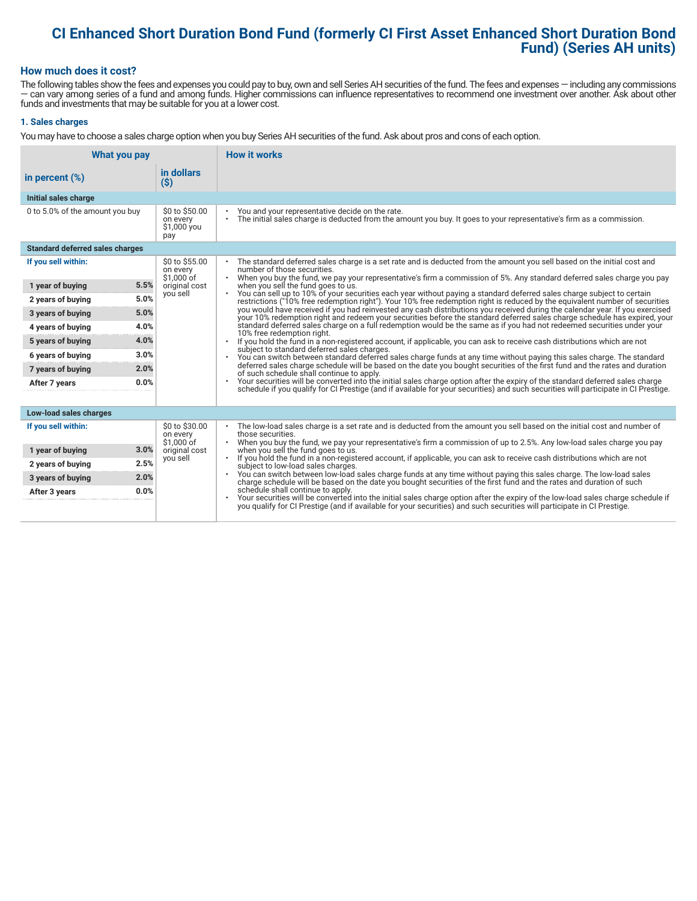# CI Enhanced Short Duration Bond Fund (formerly CI First Asset Enhanced Short Duration Bond Fund) (Series AH units)

## How much does it cost?

The following tables show the fees and expenses you could pay to buy, own and sell Series AH securities of the fund. The fees and expenses — including any commissions — can vary among series of a fund and among funds. Higher commissions can influence representatives to recommend one investment over another. Ask about other funds and investments that may be suitable for you at a lower cost.

### 1. Sales charges

You may have to choose a sales charge option when you buy Series AH securities of the fund. Ask about pros and cons of each option.

| What you pay | | | How it works |
|---|---|---|---|
| **in percent (%)** | | **in dollars ($)** | |
| **Initial sales charge** | | | |
| 0 to 5.0% of the amount you buy | | $0 to $50.00 on every $1,000 you pay | • You and your representative decide on the rate.<br>• The initial sales charge is deducted from the amount you buy. It goes to your representative's firm as a commission. |
| **Standard deferred sales charges** | | | |
| **If you sell within:** | | $0 to $55.00 on every $1,000 of original cost you sell | • The standard deferred sales charge is a set rate and is deducted from the amount you sell based on the initial cost and number of those securities.<br>• When you buy the fund, we pay your representative's firm a commission of 5%. Any standard deferred sales charge you pay when you sell the fund goes to us.<br>• You can sell up to 10% of your securities each year without paying a standard deferred sales charge subject to certain restrictions ("10% free redemption right"). Your 10% free redemption right is reduced by the equivalent number of securities you would have received if you had reinvested any cash distributions you received during the calendar year. If you exercised your 10% redemption right and redeem your securities before the standard deferred sales charge schedule has expired, your standard deferred sales charge on a full redemption would be the same as if you had not redeemed securities under your 10% free redemption right.<br>• If you hold the fund in a non-registered account, if applicable, you can ask to receive cash distributions which are not subject to standard deferred sales charges.<br>• You can switch between standard deferred sales charge funds at any time without paying this sales charge. The standard deferred sales charge schedule will be based on the date you bought securities of the first fund and the rates and duration of such schedule shall continue to apply.<br>• Your securities will be converted into the initial sales charge option after the expiry of the standard deferred sales charge schedule if you qualify for CI Prestige (and if available for your securities) and such securities will participate in CI Prestige. |
| 1 year of buying | 5.5% | | |
| 2 years of buying | 5.0% | | |
| 3 years of buying | 5.0% | | |
| 4 years of buying | 4.0% | | |
| 5 years of buying | 4.0% | | |
| 6 years of buying | 3.0% | | |
| 7 years of buying | 2.0% | | |
| After 7 years | 0.0% | | |
| **Low-load sales charges** | | | |
| **If you sell within:** | | $0 to $30.00 on every $1,000 of original cost you sell | • The low-load sales charge is a set rate and is deducted from the amount you sell based on the initial cost and number of those securities.<br>• When you buy the fund, we pay your representative's firm a commission of up to 2.5%. Any low-load sales charge you pay when you sell the fund goes to us.<br>• If you hold the fund in a non-registered account, if applicable, you can ask to receive cash distributions which are not subject to low-load sales charges.<br>• You can switch between low-load sales charge funds at any time without paying this sales charge. The low-load sales charge schedule will be based on the date you bought securities of the first fund and the rates and duration of such schedule shall continue to apply.<br>• Your securities will be converted into the initial sales charge option after the expiry of the low-load sales charge schedule if you qualify for CI Prestige (and if available for your securities) and such securities will participate in CI Prestige. |
| 1 year of buying | 3.0% | | |
| 2 years of buying | 2.5% | | |
| 3 years of buying | 2.0% | | |
| After 3 years | 0.0% | | |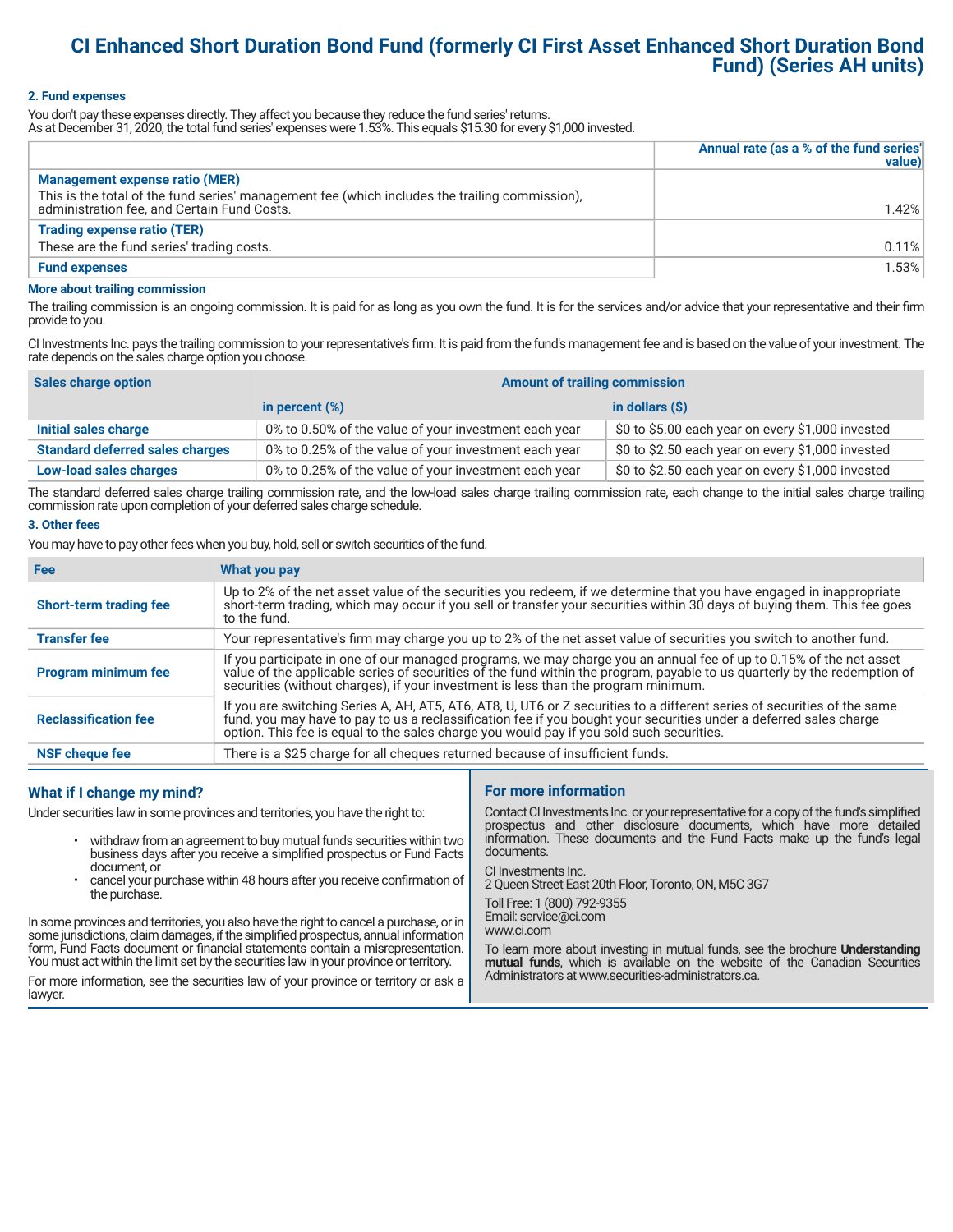# CI Enhanced Short Duration Bond Fund (formerly CI First Asset Enhanced Short Duration Bond Fund) (Series AH units)

### 2. Fund expenses

You don't pay these expenses directly. They affect you because they reduce the fund series' returns.
As at December 31, 2020, the total fund series' expenses were 1.53%. This equals $15.30 for every $1,000 invested.

| | Annual rate (as a % of the fund series' value) |
|---|---|
| **Management expense ratio (MER)**<br>This is the total of the fund series' management fee (which includes the trailing commission), administration fee, and Certain Fund Costs. | 1.42% |
| **Trading expense ratio (TER)**<br>These are the fund series' trading costs. | 0.11% |
| **Fund expenses** | 1.53% |

#### More about trailing commission

The trailing commission is an ongoing commission. It is paid for as long as you own the fund. It is for the services and/or advice that your representative and their firm provide to you.

CI Investments Inc. pays the trailing commission to your representative's firm. It is paid from the fund's management fee and is based on the value of your investment. The rate depends on the sales charge option you choose.

| Sales charge option | Amount of trailing commission | |
|---|---|---|
| | in percent (%) | in dollars ($) |
| Initial sales charge | 0% to 0.50% of the value of your investment each year | $0 to $5.00 each year on every $1,000 invested |
| Standard deferred sales charges | 0% to 0.25% of the value of your investment each year | $0 to $2.50 each year on every $1,000 invested |
| Low-load sales charges | 0% to 0.25% of the value of your investment each year | $0 to $2.50 each year on every $1,000 invested |

The standard deferred sales charge trailing commission rate, and the low-load sales charge trailing commission rate, each change to the initial sales charge trailing commission rate upon completion of your deferred sales charge schedule.

### 3. Other fees

You may have to pay other fees when you buy, hold, sell or switch securities of the fund.

| Fee | What you pay |
|---|---|
| Short-term trading fee | Up to 2% of the net asset value of the securities you redeem, if we determine that you have engaged in inappropriate short-term trading, which may occur if you sell or transfer your securities within 30 days of buying them. This fee goes to the fund. |
| Transfer fee | Your representative's firm may charge you up to 2% of the net asset value of securities you switch to another fund. |
| Program minimum fee | If you participate in one of our managed programs, we may charge you an annual fee of up to 0.15% of the net asset value of the applicable series of securities of the fund within the program, payable to us quarterly by the redemption of securities (without charges), if your investment is less than the program minimum. |
| Reclassification fee | If you are switching Series A, AH, AT5, AT6, AT8, U, UT6 or Z securities to a different series of securities of the same fund, you may have to pay to us a reclassification fee if you bought your securities under a deferred sales charge option. This fee is equal to the sales charge you would pay if you sold such securities. |
| NSF cheque fee | There is a $25 charge for all cheques returned because of insufficient funds. |

## What if I change my mind?

Under securities law in some provinces and territories, you have the right to:

- withdraw from an agreement to buy mutual funds securities within two business days after you receive a simplified prospectus or Fund Facts document, or
- cancel your purchase within 48 hours after you receive confirmation of the purchase.

In some provinces and territories, you also have the right to cancel a purchase, or in some jurisdictions, claim damages, if the simplified prospectus, annual information form, Fund Facts document or financial statements contain a misrepresentation. You must act within the limit set by the securities law in your province or territory.

For more information, see the securities law of your province or territory or ask a lawyer.

## For more information

Contact CI Investments Inc. or your representative for a copy of the fund's simplified prospectus and other disclosure documents, which have more detailed information. These documents and the Fund Facts make up the fund's legal documents.

CI Investments Inc.
2 Queen Street East 20th Floor, Toronto, ON, M5C 3G7

Toll Free: 1 (800) 792-9355
Email: service@ci.com
www.ci.com

To learn more about investing in mutual funds, see the brochure **Understanding mutual funds**, which is available on the website of the Canadian Securities Administrators at www.securities-administrators.ca.